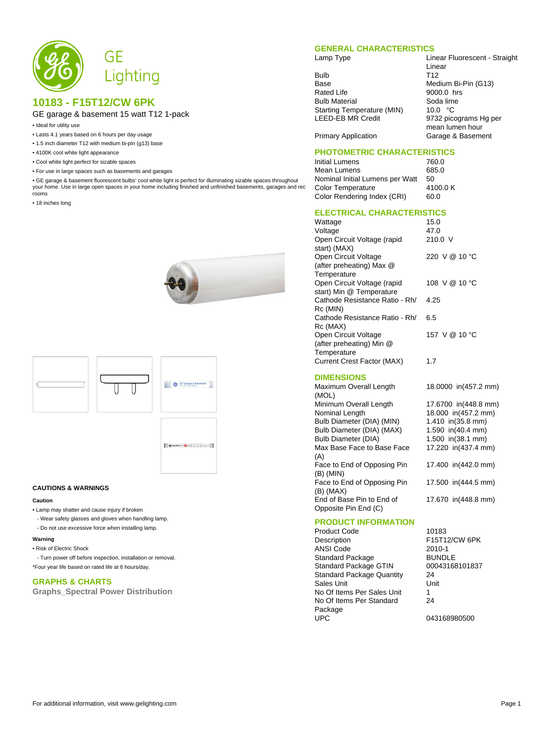GE Lighting

## 10183 - F15T12/CW 6PK

GE garage & basement 15 watt T12 1-pack

- Ideal for utility use
- Lasts 4.1 years based on 6 hours per day usage
- 1.5 inch diameter T12 with medium bi-pin (g13) base
- 4100K cool white light appearance
- Cool white light perfect for sizable spaces
- For use in large spaces such as basements and garages
- GE garage & basement fluorescent bulbs' cool white light is perfect for illuminating sizable spaces throughout your home. Use in large open spaces in your home including finished and unfinished basements, garages and rec rooms
- 18 inches long

### CAUTIONS & WARNINGS

**Caution**

- Lamp may shatter and cause injury if broken
  - Wear safety glasses and gloves when handling lamp.
  - Do not use excessive force when installing lamp.

**Warning**

- Risk of Electric Shock
  - Turn power off before inspection, installation or removal.

*Four year life based on rated life at 6 hours/day.

## GRAPHS & CHARTS

**Graphs_Spectral Power Distribution**

## GENERAL CHARACTERISTICS

| | |
|---|---|
| Lamp Type | Linear Fluorescent - Straight Linear |
| Bulb | T12 |
| Base | Medium Bi-Pin (G13) |
| Rated Life | 9000.0 hrs |
| Bulb Material | Soda lime |
| Starting Temperature (MIN) | 10.0 °C |
| LEED-EB MR Credit | 9732 picograms Hg per mean lumen hour |
| Primary Application | Garage & Basement |

## PHOTOMETRIC CHARACTERISTICS

| | |
|---|---|
| Initial Lumens | 760.0 |
| Mean Lumens | 685.0 |
| Nominal Initial Lumens per Watt | 50 |
| Color Temperature | 4100.0 K |
| Color Rendering Index (CRI) | 60.0 |

## ELECTRICAL CHARACTERISTICS

| | |
|---|---|
| Wattage | 15.0 |
| Voltage | 47.0 |
| Open Circuit Voltage (rapid start) (MAX) | 210.0 V |
| Open Circuit Voltage (after preheating) Max @ Temperature | 220 V @ 10 °C |
| Open Circuit Voltage (rapid start) Min @ Temperature | 108 V @ 10 °C |
| Cathode Resistance Ratio - Rh/ Rc (MIN) | 4.25 |
| Cathode Resistance Ratio - Rh/ Rc (MAX) | 6.5 |
| Open Circuit Voltage (after preheating) Min @ Temperature | 157 V @ 10 °C |
| Current Crest Factor (MAX) | 1.7 |

## DIMENSIONS

| | |
|---|---|
| Maximum Overall Length (MOL) | 18.0000 in(457.2 mm) |
| Minimum Overall Length | 17.6700 in(448.8 mm) |
| Nominal Length | 18.000 in(457.2 mm) |
| Bulb Diameter (DIA) (MIN) | 1.410 in(35.8 mm) |
| Bulb Diameter (DIA) (MAX) | 1.590 in(40.4 mm) |
| Bulb Diameter (DIA) | 1.500 in(38.1 mm) |
| Max Base Face to Base Face (A) | 17.220 in(437.4 mm) |
| Face to End of Opposing Pin (B) (MIN) | 17.400 in(442.0 mm) |
| Face to End of Opposing Pin (B) (MAX) | 17.500 in(444.5 mm) |
| End of Base Pin to End of Opposite Pin End (C) | 17.670 in(448.8 mm) |

## PRODUCT INFORMATION

| | |
|---|---|
| Product Code | 10183 |
| Description | F15T12/CW 6PK |
| ANSI Code | 2010-1 |
| Standard Package | BUNDLE |
| Standard Package GTIN | 00043168101837 |
| Standard Package Quantity | 24 |
| Sales Unit | Unit |
| No Of Items Per Sales Unit | 1 |
| No Of Items Per Standard Package | 24 |
| UPC | 043168980500 |

For additional information, visit www.gelighting.com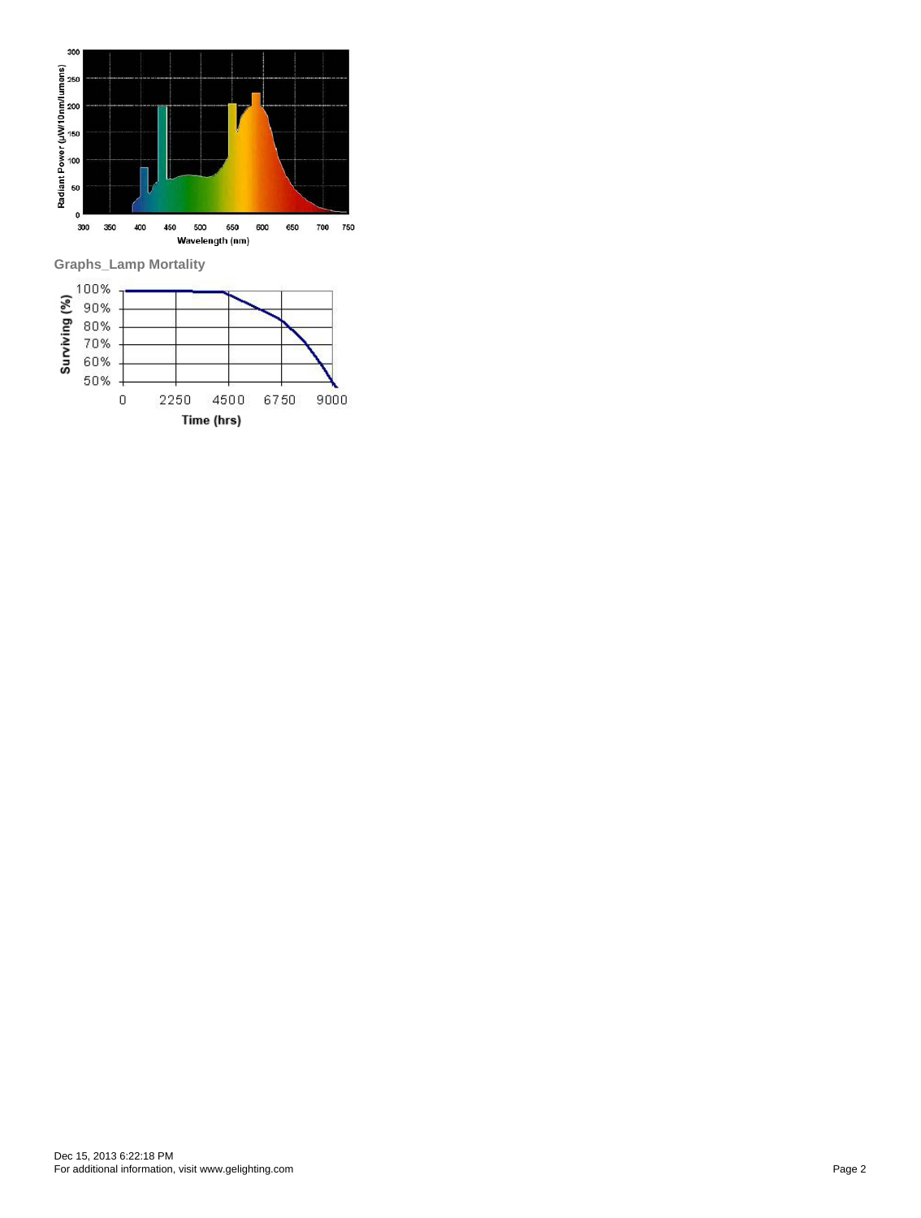Radiant Power (µW/10nm/lumens)

300
250
200
150
100
50
0

300 350 400 450 500 550 600 650 700 750

Wavelength (nm)

Graphs_Lamp Mortality

Surviving (%)

100%
90%
80%
70%
60%
50%

0 2250 4500 6750 9000

Time (hrs)

Dec 15, 2013 6:22:18 PM
For additional information, visit www.gelighting.com